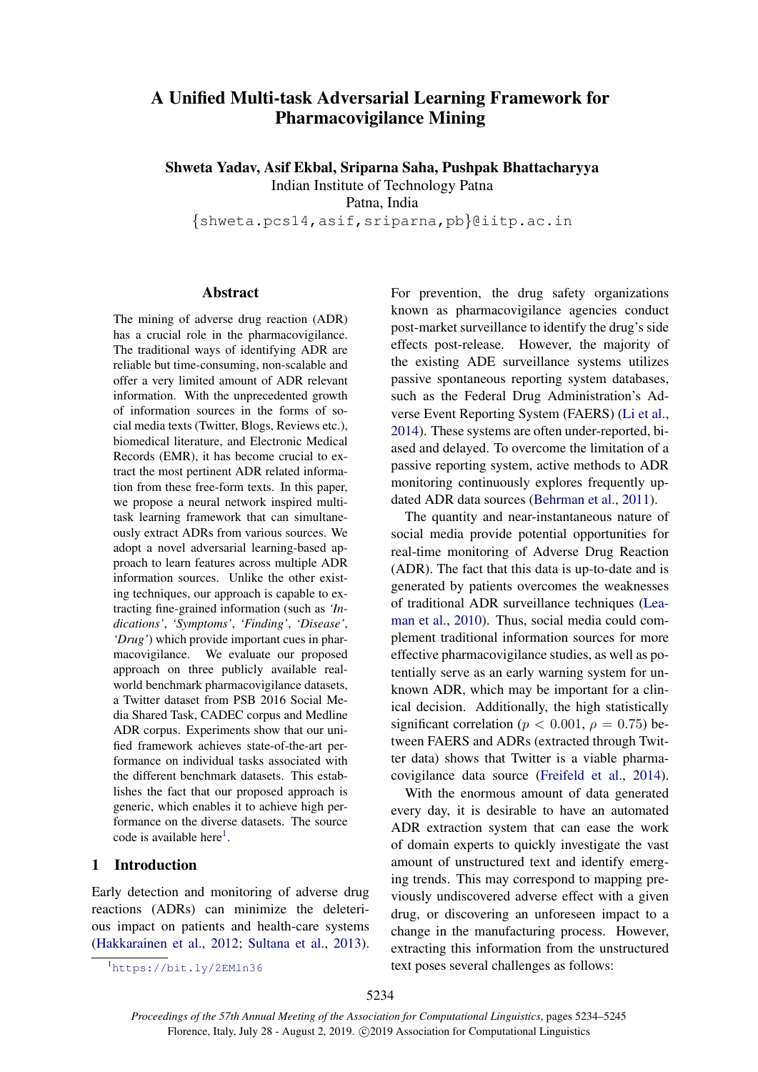# A Unified Multi-task Adversarial Learning Framework for Pharmacovigilance Mining

**Shweta Yadav, Asif Ekbal, Sriparna Saha, Pushpak Bhattacharyya**
Indian Institute of Technology Patna
Patna, India
{shweta.pcs14,asif,sriparna,pb}@iitp.ac.in

## Abstract

The mining of adverse drug reaction (ADR) has a crucial role in the pharmacovigilance. The traditional ways of identifying ADR are reliable but time-consuming, non-scalable and offer a very limited amount of ADR relevant information. With the unprecedented growth of information sources in the forms of social media texts (Twitter, Blogs, Reviews etc.), biomedical literature, and Electronic Medical Records (EMR), it has become crucial to extract the most pertinent ADR related information from these free-form texts. In this paper, we propose a neural network inspired multi-task learning framework that can simultaneously extract ADRs from various sources. We adopt a novel adversarial learning-based approach to learn features across multiple ADR information sources. Unlike the other existing techniques, our approach is capable to extracting fine-grained information (such as *'Indications'*, *'Symptoms'*, *'Finding'*, *'Disease'*, *'Drug'*) which provide important cues in pharmacovigilance. We evaluate our proposed approach on three publicly available real-world benchmark pharmacovigilance datasets, a Twitter dataset from PSB 2016 Social Media Shared Task, CADEC corpus and Medline ADR corpus. Experiments show that our unified framework achieves state-of-the-art performance on individual tasks associated with the different benchmark datasets. This establishes the fact that our proposed approach is generic, which enables it to achieve high performance on the diverse datasets. The source code is available here[1].

## 1 Introduction

Early detection and monitoring of adverse drug reactions (ADRs) can minimize the deleterious impact on patients and health-care systems (Hakkarainen et al., 2012; Sultana et al., 2013). For prevention, the drug safety organizations known as pharmacovigilance agencies conduct post-market surveillance to identify the drug's side effects post-release. However, the majority of the existing ADE surveillance systems utilizes passive spontaneous reporting system databases, such as the Federal Drug Administration's Adverse Event Reporting System (FAERS) (Li et al., 2014). These systems are often under-reported, biased and delayed. To overcome the limitation of a passive reporting system, active methods to ADR monitoring continuously explores frequently updated ADR data sources (Behrman et al., 2011).

The quantity and near-instantaneous nature of social media provide potential opportunities for real-time monitoring of Adverse Drug Reaction (ADR). The fact that this data is up-to-date and is generated by patients overcomes the weaknesses of traditional ADR surveillance techniques (Leaman et al., 2010). Thus, social media could complement traditional information sources for more effective pharmacovigilance studies, as well as potentially serve as an early warning system for unknown ADR, which may be important for a clinical decision. Additionally, the high statistically significant correlation ($p < 0.001$, $\rho = 0.75$) between FAERS and ADRs (extracted through Twitter data) shows that Twitter is a viable pharmacovigilance data source (Freifeld et al., 2014).

With the enormous amount of data generated every day, it is desirable to have an automated ADR extraction system that can ease the work of domain experts to quickly investigate the vast amount of unstructured text and identify emerging trends. This may correspond to mapping previously undiscovered adverse effect with a given drug, or discovering an unforeseen impact to a change in the manufacturing process. However, extracting this information from the unstructured text poses several challenges as follows:

[1] https://bit.ly/2EMln36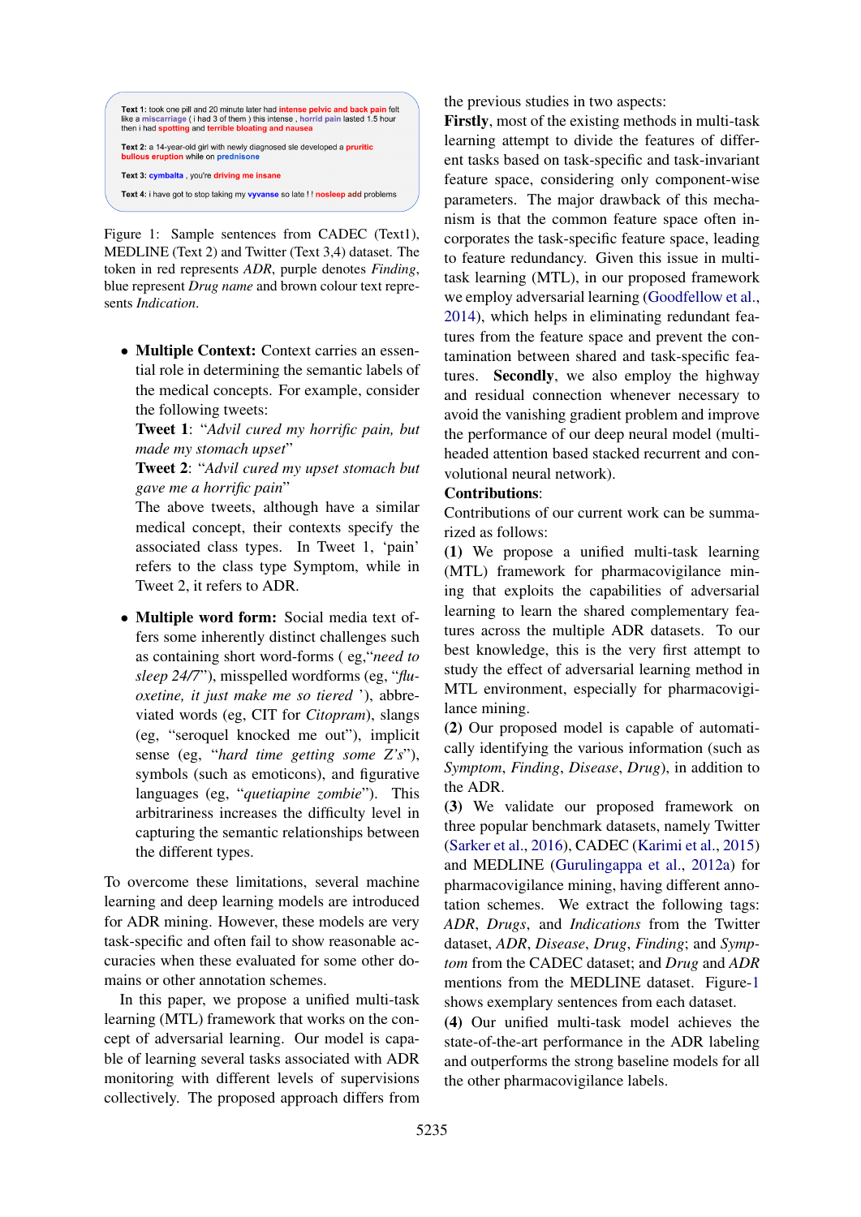**Text 1:** took one pill and 20 minute later had intense pelvic and back pain felt like a miscarriage ( i had 3 of them ) this intense , horrid pain lasted 1.5 hour then i had spotting and terrible bloating and nausea

**Text 2:** a 14-year-old girl with newly diagnosed sle developed a pruritic bullous eruption while on prednisone

**Text 3:** cymbalta , you're driving me insane

**Text 4:** i have got to stop taking my vyvanse so late ! ! nosleep add problems

Figure 1: Sample sentences from CADEC (Text1), MEDLINE (Text 2) and Twitter (Text 3,4) dataset. The token in red represents *ADR*, purple denotes *Finding*, blue represent *Drug name* and brown colour text represents *Indication*.

- **Multiple Context:** Context carries an essential role in determining the semantic labels of the medical concepts. For example, consider the following tweets:
  **Tweet 1**: "*Advil cured my horrific pain, but made my stomach upset*"
  **Tweet 2**: "*Advil cured my upset stomach but gave me a horrific pain*"
  The above tweets, although have a similar medical concept, their contexts specify the associated class types. In Tweet 1, 'pain' refers to the class type Symptom, while in Tweet 2, it refers to ADR.
- **Multiple word form:** Social media text offers some inherently distinct challenges such as containing short word-forms ( eg,"*need to sleep 24/7*"), misspelled wordforms (eg, "*fluoxetine, it just make me so tiered* '), abbreviated words (eg, CIT for *Citopram*), slangs (eg, "seroquel knocked me out"), implicit sense (eg, "*hard time getting some Z's*"), symbols (such as emoticons), and figurative languages (eg, "*quetiapine zombie*"). This arbitrariness increases the difficulty level in capturing the semantic relationships between the different types.

To overcome these limitations, several machine learning and deep learning models are introduced for ADR mining. However, these models are very task-specific and often fail to show reasonable accuracies when these evaluated for some other domains or other annotation schemes.

In this paper, we propose a unified multi-task learning (MTL) framework that works on the concept of adversarial learning. Our model is capable of learning several tasks associated with ADR monitoring with different levels of supervisions collectively. The proposed approach differs from the previous studies in two aspects:

**Firstly**, most of the existing methods in multi-task learning attempt to divide the features of different tasks based on task-specific and task-invariant feature space, considering only component-wise parameters. The major drawback of this mechanism is that the common feature space often incorporates the task-specific feature space, leading to feature redundancy. Given this issue in multi-task learning (MTL), in our proposed framework we employ adversarial learning (Goodfellow et al., 2014), which helps in eliminating redundant features from the feature space and prevent the contamination between shared and task-specific features. **Secondly**, we also employ the highway and residual connection whenever necessary to avoid the vanishing gradient problem and improve the performance of our deep neural model (multi-headed attention based stacked recurrent and convolutional neural network).

**Contributions**:
Contributions of our current work can be summarized as follows:

**(1)** We propose a unified multi-task learning (MTL) framework for pharmacovigilance mining that exploits the capabilities of adversarial learning to learn the shared complementary features across the multiple ADR datasets. To our best knowledge, this is the very first attempt to study the effect of adversarial learning method in MTL environment, especially for pharmacovigilance mining.

**(2)** Our proposed model is capable of automatically identifying the various information (such as *Symptom*, *Finding*, *Disease*, *Drug*), in addition to the ADR.

**(3)** We validate our proposed framework on three popular benchmark datasets, namely Twitter (Sarker et al., 2016), CADEC (Karimi et al., 2015) and MEDLINE (Gurulingappa et al., 2012a) for pharmacovigilance mining, having different annotation schemes. We extract the following tags: *ADR*, *Drugs*, and *Indications* from the Twitter dataset, *ADR*, *Disease*, *Drug*, *Finding*; and *Symptom* from the CADEC dataset; and *Drug* and *ADR* mentions from the MEDLINE dataset. Figure-1 shows exemplary sentences from each dataset.

**(4)** Our unified multi-task model achieves the state-of-the-art performance in the ADR labeling and outperforms the strong baseline models for all the other pharmacovigilance labels.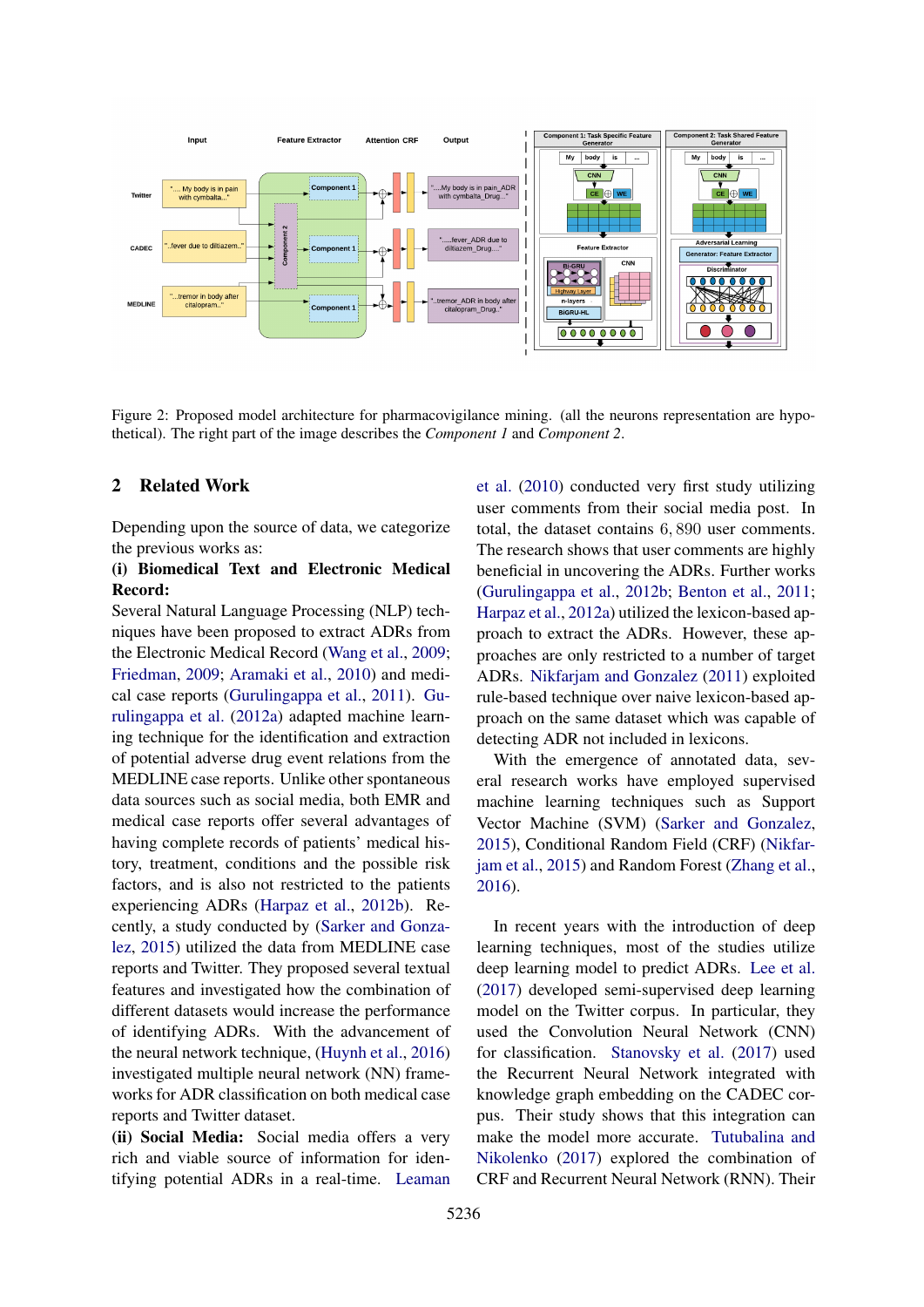Figure 2: Proposed model architecture for pharmacovigilance mining. (all the neurons representation are hypothetical). The right part of the image describes the *Component 1* and *Component 2*.

## 2 Related Work

Depending upon the source of data, we categorize the previous works as:

**(i) Biomedical Text and Electronic Medical Record:**

Several Natural Language Processing (NLP) techniques have been proposed to extract ADRs from the Electronic Medical Record (Wang et al., 2009; Friedman, 2009; Aramaki et al., 2010) and medical case reports (Gurulingappa et al., 2011). Gurulingappa et al. (2012a) adapted machine learning technique for the identification and extraction of potential adverse drug event relations from the MEDLINE case reports. Unlike other spontaneous data sources such as social media, both EMR and medical case reports offer several advantages of having complete records of patients' medical history, treatment, conditions and the possible risk factors, and is also not restricted to the patients experiencing ADRs (Harpaz et al., 2012b). Recently, a study conducted by (Sarker and Gonzalez, 2015) utilized the data from MEDLINE case reports and Twitter. They proposed several textual features and investigated how the combination of different datasets would increase the performance of identifying ADRs. With the advancement of the neural network technique, (Huynh et al., 2016) investigated multiple neural network (NN) frameworks for ADR classification on both medical case reports and Twitter dataset.

**(ii) Social Media:** Social media offers a very rich and viable source of information for identifying potential ADRs in a real-time. Leaman et al. (2010) conducted very first study utilizing user comments from their social media post. In total, the dataset contains 6,890 user comments. The research shows that user comments are highly beneficial in uncovering the ADRs. Further works (Gurulingappa et al., 2012b; Benton et al., 2011; Harpaz et al., 2012a) utilized the lexicon-based approach to extract the ADRs. However, these approaches are only restricted to a number of target ADRs. Nikfarjam and Gonzalez (2011) exploited rule-based technique over naive lexicon-based approach on the same dataset which was capable of detecting ADR not included in lexicons.

With the emergence of annotated data, several research works have employed supervised machine learning techniques such as Support Vector Machine (SVM) (Sarker and Gonzalez, 2015), Conditional Random Field (CRF) (Nikfarjam et al., 2015) and Random Forest (Zhang et al., 2016).

In recent years with the introduction of deep learning techniques, most of the studies utilize deep learning model to predict ADRs. Lee et al. (2017) developed semi-supervised deep learning model on the Twitter corpus. In particular, they used the Convolution Neural Network (CNN) for classification. Stanovsky et al. (2017) used the Recurrent Neural Network integrated with knowledge graph embedding on the CADEC corpus. Their study shows that this integration can make the model more accurate. Tutubalina and Nikolenko (2017) explored the combination of CRF and Recurrent Neural Network (RNN). Their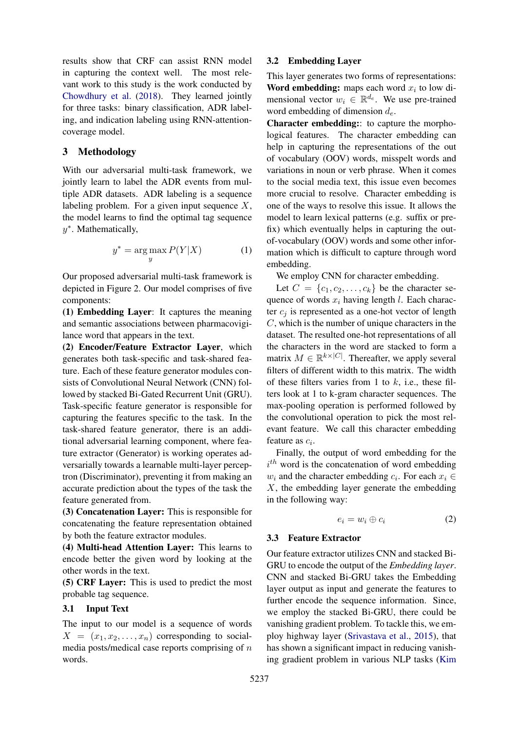results show that CRF can assist RNN model in capturing the context well. The most relevant work to this study is the work conducted by Chowdhury et al. (2018). They learned jointly for three tasks: binary classification, ADR labeling, and indication labeling using RNN-attention-coverage model.

## 3 Methodology

With our adversarial multi-task framework, we jointly learn to label the ADR events from multiple ADR datasets. ADR labeling is a sequence labeling problem. For a given input sequence $X$, the model learns to find the optimal tag sequence $y^*$. Mathematically,

$$y^* = \arg\max_{y} P(Y|X) \tag{1}$$

Our proposed adversarial multi-task framework is depicted in Figure 2. Our model comprises of five components:

**(1) Embedding Layer**: It captures the meaning and semantic associations between pharmacovigilance word that appears in the text.

**(2) Encoder/Feature Extractor Layer**, which generates both task-specific and task-shared feature. Each of these feature generator modules consists of Convolutional Neural Network (CNN) followed by stacked Bi-Gated Recurrent Unit (GRU). Task-specific feature generator is responsible for capturing the features specific to the task. In the task-shared feature generator, there is an additional adversarial learning component, where feature extractor (Generator) is working operates adversarially towards a learnable multi-layer perceptron (Discriminator), preventing it from making an accurate prediction about the types of the task the feature generated from.

**(3) Concatenation Layer:** This is responsible for concatenating the feature representation obtained by both the feature extractor modules.

**(4) Multi-head Attention Layer:** This learns to encode better the given word by looking at the other words in the text.

**(5) CRF Layer:** This is used to predict the most probable tag sequence.

### 3.1 Input Text

The input to our model is a sequence of words $X = (x_1, x_2, \ldots, x_n)$ corresponding to social-media posts/medical case reports comprising of $n$ words.

### 3.2 Embedding Layer

This layer generates two forms of representations: **Word embedding:** maps each word $x_i$ to low dimensional vector $w_i \in \mathbb{R}^{d_e}$. We use pre-trained word embedding of dimension $d_e$.

**Character embedding:**: to capture the morphological features. The character embedding can help in capturing the representations of the out of vocabulary (OOV) words, misspelt words and variations in noun or verb phrase. When it comes to the social media text, this issue even becomes more crucial to resolve. Character embedding is one of the ways to resolve this issue. It allows the model to learn lexical patterns (e.g. suffix or prefix) which eventually helps in capturing the out-of-vocabulary (OOV) words and some other information which is difficult to capture through word embedding.

We employ CNN for character embedding.

Let $C = \{c_1, c_2, \ldots, c_k\}$ be the character sequence of words $x_i$ having length $l$. Each character $c_j$ is represented as a one-hot vector of length $C$, which is the number of unique characters in the dataset. The resulted one-hot representations of all the characters in the word are stacked to form a matrix $M \in \mathbb{R}^{k \times |C|}$. Thereafter, we apply several filters of different width to this matrix. The width of these filters varies from 1 to $k$, i.e., these filters look at 1 to k-gram character sequences. The max-pooling operation is performed followed by the convolutional operation to pick the most relevant feature. We call this character embedding feature as $c_i$.

Finally, the output of word embedding for the $i^{th}$ word is the concatenation of word embedding $w_i$ and the character embedding $c_i$. For each $x_i \in X$, the embedding layer generate the embedding in the following way:

$$e_i = w_i \oplus c_i \tag{2}$$

### 3.3 Feature Extractor

Our feature extractor utilizes CNN and stacked Bi-GRU to encode the output of the *Embedding layer*. CNN and stacked Bi-GRU takes the Embedding layer output as input and generate the features to further encode the sequence information. Since, we employ the stacked Bi-GRU, there could be vanishing gradient problem. To tackle this, we employ highway layer (Srivastava et al., 2015), that has shown a significant impact in reducing vanishing gradient problem in various NLP tasks (Kim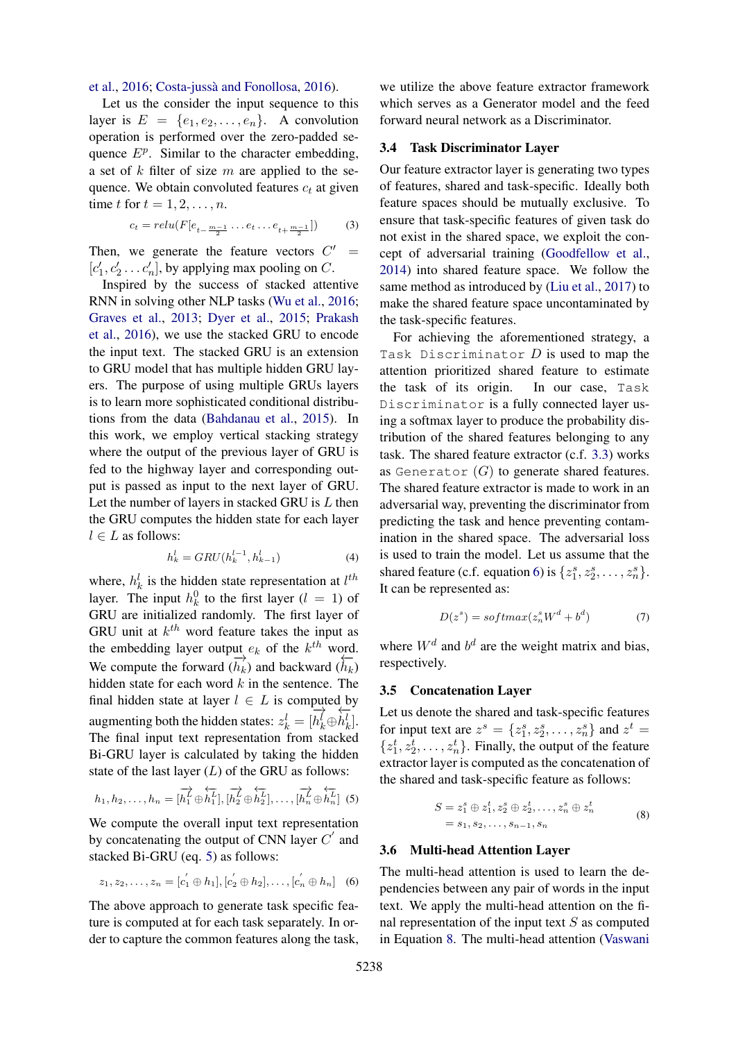et al., 2016; Costa-jussà and Fonollosa, 2016).

Let us the consider the input sequence to this layer is $E = \{e_1, e_2, \ldots, e_n\}$. A convolution operation is performed over the zero-padded sequence $E^p$. Similar to the character embedding, a set of $k$ filter of size $m$ are applied to the sequence. We obtain convoluted features $c_t$ at given time $t$ for $t = 1, 2, \ldots, n$.

$$c_t = relu(F[e_{t-\frac{m-1}{2}} \ldots e_t \ldots e_{t+\frac{m-1}{2}}]) \tag{3}$$

Then, we generate the feature vectors $C' = [c'_1, c'_2 \ldots c'_n]$, by applying max pooling on $C$.

Inspired by the success of stacked attentive RNN in solving other NLP tasks (Wu et al., 2016; Graves et al., 2013; Dyer et al., 2015; Prakash et al., 2016), we use the stacked GRU to encode the input text. The stacked GRU is an extension to GRU model that has multiple hidden GRU layers. The purpose of using multiple GRUs layers is to learn more sophisticated conditional distributions from the data (Bahdanau et al., 2015). In this work, we employ vertical stacking strategy where the output of the previous layer of GRU is fed to the highway layer and corresponding output is passed as input to the next layer of GRU. Let the number of layers in stacked GRU is $L$ then the GRU computes the hidden state for each layer $l \in L$ as follows:

$$h_k^l = GRU(h_k^{l-1}, h_{k-1}^l) \tag{4}$$

where, $h_k^l$ is the hidden state representation at $l^{th}$ layer. The input $h_k^0$ to the first layer ($l = 1$) of GRU are initialized randomly. The first layer of GRU unit at $k^{th}$ word feature takes the input as the embedding layer output $e_k$ of the $k^{th}$ word. We compute the forward ($\overrightarrow{h_k}$) and backward ($\overleftarrow{h_k}$) hidden state for each word $k$ in the sentence. The final hidden state at layer $l \in L$ is computed by augmenting both the hidden states: $z_k^l = [\overrightarrow{h_k^l} \oplus \overleftarrow{h_k^l}]$. The final input text representation from stacked Bi-GRU layer is calculated by taking the hidden state of the last layer ($L$) of the GRU as follows:

$$h_1, h_2, \ldots, h_n = [\overrightarrow{h_1^L} \oplus \overleftarrow{h_1^L}], [\overrightarrow{h_2^L} \oplus \overleftarrow{h_2^L}], \ldots, [\overrightarrow{h_n^L} \oplus \overleftarrow{h_n^L}] \tag{5}$$

We compute the overall input text representation by concatenating the output of CNN layer $C'$ and stacked Bi-GRU (eq. 5) as follows:

$$z_1, z_2, \ldots, z_n = [c'_1 \oplus h_1], [c'_2 \oplus h_2], \ldots, [c'_n \oplus h_n] \tag{6}$$

The above approach to generate task specific feature is computed at for each task separately. In order to capture the common features along the task, we utilize the above feature extractor framework which serves as a Generator model and the feed forward neural network as a Discriminator.

### 3.4 Task Discriminator Layer

Our feature extractor layer is generating two types of features, shared and task-specific. Ideally both feature spaces should be mutually exclusive. To ensure that task-specific features of given task do not exist in the shared space, we exploit the concept of adversarial training (Goodfellow et al., 2014) into shared feature space. We follow the same method as introduced by (Liu et al., 2017) to make the shared feature space uncontaminated by the task-specific features.

For achieving the aforementioned strategy, a `Task Discriminator` $D$ is used to map the attention prioritized shared feature to estimate the task of its origin. In our case, `Task Discriminator` is a fully connected layer using a softmax layer to produce the probability distribution of the shared features belonging to any task. The shared feature extractor (c.f. 3.3) works as `Generator` ($G$) to generate shared features. The shared feature extractor is made to work in an adversarial way, preventing the discriminator from predicting the task and hence preventing contamination in the shared space. The adversarial loss is used to train the model. Let us assume that the shared feature (c.f. equation 6) is $\{z_1^s, z_2^s, \ldots, z_n^s\}$. It can be represented as:

$$D(z^s) = softmax(z_n^s W^d + b^d) \tag{7}$$

where $W^d$ and $b^d$ are the weight matrix and bias, respectively.

### 3.5 Concatenation Layer

Let us denote the shared and task-specific features for input text are $z^s = \{z_1^s, z_2^s, \ldots, z_n^s\}$ and $z^t = \{z_1^t, z_2^t, \ldots, z_n^t\}$. Finally, the output of the feature extractor layer is computed as the concatenation of the shared and task-specific feature as follows:

$$\begin{aligned} S &= z_1^s \oplus z_1^t, z_2^s \oplus z_2^t, \ldots, z_n^s \oplus z_n^t \\ &= s_1, s_2, \ldots, s_{n-1}, s_n \end{aligned} \tag{8}$$

### 3.6 Multi-head Attention Layer

The multi-head attention is used to learn the dependencies between any pair of words in the input text. We apply the multi-head attention on the final representation of the input text $S$ as computed in Equation 8. The multi-head attention (Vaswani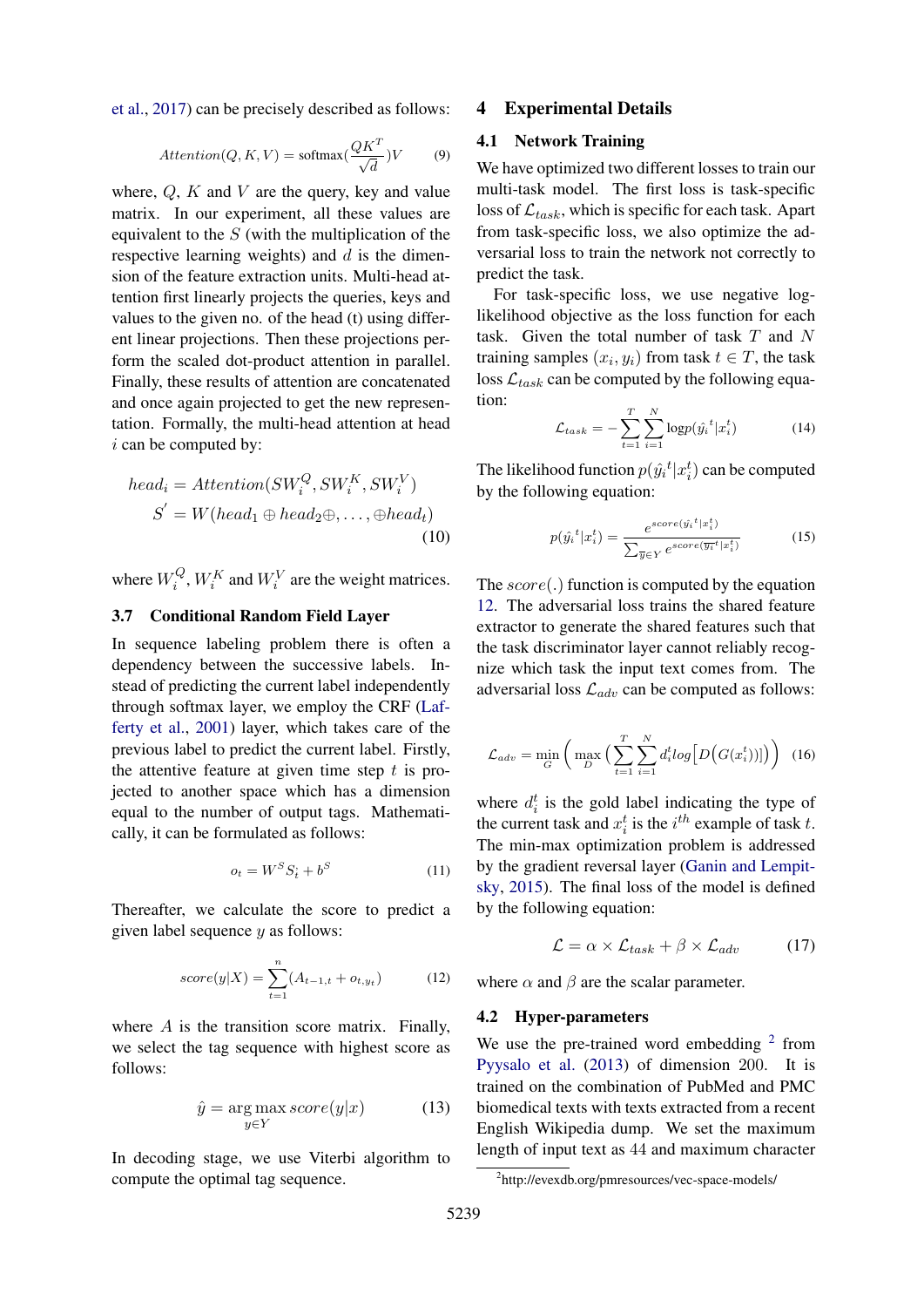et al., 2017) can be precisely described as follows:

$$Attention(Q, K, V) = \text{softmax}(\frac{QK^T}{\sqrt{d}})V \tag{9}$$

where, $Q$, $K$ and $V$ are the query, key and value matrix. In our experiment, all these values are equivalent to the $S$ (with the multiplication of the respective learning weights) and $d$ is the dimension of the feature extraction units. Multi-head attention first linearly projects the queries, keys and values to the given no. of the head (t) using different linear projections. Then these projections perform the scaled dot-product attention in parallel. Finally, these results of attention are concatenated and once again projected to get the new representation. Formally, the multi-head attention at head $i$ can be computed by:

$$\begin{aligned} head_i &= Attention(SW_i^Q, SW_i^K, SW_i^V) \\ S^{'} &= W(head_1 \oplus head_2 \oplus, \ldots, \oplus head_t) \end{aligned} \tag{10}$$

where $W_i^Q$, $W_i^K$ and $W_i^V$ are the weight matrices.

### 3.7 Conditional Random Field Layer

In sequence labeling problem there is often a dependency between the successive labels. Instead of predicting the current label independently through softmax layer, we employ the CRF (Lafferty et al., 2001) layer, which takes care of the previous label to predict the current label. Firstly, the attentive feature at given time step $t$ is projected to another space which has a dimension equal to the number of output tags. Mathematically, it can be formulated as follows:

$$o_t = W^S S_t^{'} + b^S \tag{11}$$

Thereafter, we calculate the score to predict a given label sequence $y$ as follows:

$$score(y|X) = \sum_{t=1}^{n} (A_{t-1,t} + o_{t,y_t}) \tag{12}$$

where $A$ is the transition score matrix. Finally, we select the tag sequence with highest score as follows:

$$\hat{y} = \arg\max_{y \in Y} score(y|x) \tag{13}$$

In decoding stage, we use Viterbi algorithm to compute the optimal tag sequence.

## 4 Experimental Details

### 4.1 Network Training

We have optimized two different losses to train our multi-task model. The first loss is task-specific loss of $\mathcal{L}_{task}$, which is specific for each task. Apart from task-specific loss, we also optimize the adversarial loss to train the network not correctly to predict the task.

For task-specific loss, we use negative log-likelihood objective as the loss function for each task. Given the total number of task $T$ and $N$ training samples $(x_i, y_i)$ from task $t \in T$, the task loss $\mathcal{L}_{task}$ can be computed by the following equation:

$$\mathcal{L}_{task} = -\sum_{t=1}^{T} \sum_{i=1}^{N} \log p(\hat{y_i}^t | x_i^t) \tag{14}$$

The likelihood function $p(\hat{y_i}^t | x_i^t)$ can be computed by the following equation:

$$p(\hat{y_i}^t | x_i^t) = \frac{e^{score(\hat{y_i}^t | x_i^t)}}{\sum_{\bar{y} \in Y} e^{score(\bar{y_i}^t | x_i^t)}} \tag{15}$$

The $score(.)$ function is computed by the equation 12. The adversarial loss trains the shared feature extractor to generate the shared features such that the task discriminator layer cannot reliably recognize which task the input text comes from. The adversarial loss $\mathcal{L}_{adv}$ can be computed as follows:

$$\mathcal{L}_{adv} = \min_{G} \left( \max_{D} \left( \sum_{t=1}^{T} \sum_{i=1}^{N} d_i^t log \left[ D \left( G(x_i^t) \right) \right] \right) \right) \tag{16}$$

where $d_i^t$ is the gold label indicating the type of the current task and $x_i^t$ is the $i^{th}$ example of task $t$. The min-max optimization problem is addressed by the gradient reversal layer (Ganin and Lempitsky, 2015). The final loss of the model is defined by the following equation:

$$\mathcal{L} = \alpha \times \mathcal{L}_{task} + \beta \times \mathcal{L}_{adv} \tag{17}$$

where $\alpha$ and $\beta$ are the scalar parameter.

### 4.2 Hyper-parameters

We use the pre-trained word embedding [2] from Pyysalo et al. (2013) of dimension 200. It is trained on the combination of PubMed and PMC biomedical texts with texts extracted from a recent English Wikipedia dump. We set the maximum length of input text as 44 and maximum character

[2] http://evexdb.org/pmresources/vec-space-models/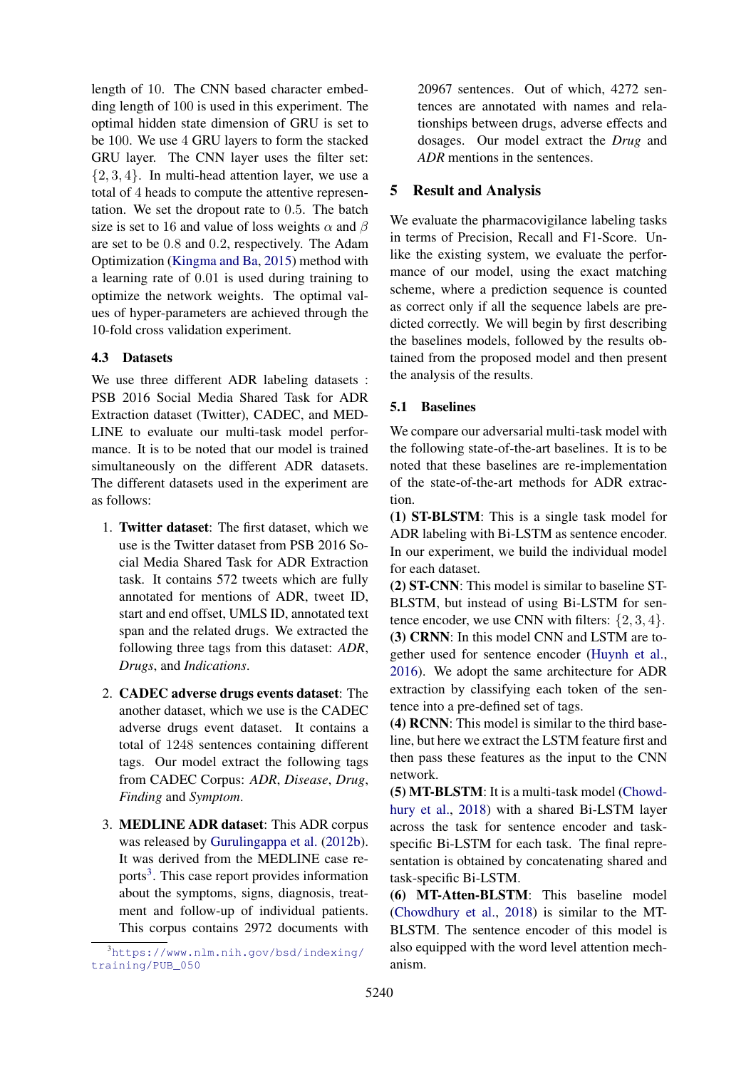length of 10. The CNN based character embedding length of 100 is used in this experiment. The optimal hidden state dimension of GRU is set to be 100. We use 4 GRU layers to form the stacked GRU layer. The CNN layer uses the filter set: $\{2, 3, 4\}$. In multi-head attention layer, we use a total of 4 heads to compute the attentive representation. We set the dropout rate to 0.5. The batch size is set to 16 and value of loss weights $\alpha$ and $\beta$ are set to be 0.8 and 0.2, respectively. The Adam Optimization (Kingma and Ba, 2015) method with a learning rate of 0.01 is used during training to optimize the network weights. The optimal values of hyper-parameters are achieved through the 10-fold cross validation experiment.

### 4.3 Datasets

We use three different ADR labeling datasets : PSB 2016 Social Media Shared Task for ADR Extraction dataset (Twitter), CADEC, and MEDLINE to evaluate our multi-task model performance. It is to be noted that our model is trained simultaneously on the different ADR datasets. The different datasets used in the experiment are as follows:

1. **Twitter dataset**: The first dataset, which we use is the Twitter dataset from PSB 2016 Social Media Shared Task for ADR Extraction task. It contains 572 tweets which are fully annotated for mentions of ADR, tweet ID, start and end offset, UMLS ID, annotated text span and the related drugs. We extracted the following three tags from this dataset: *ADR*, *Drugs*, and *Indications*.

2. **CADEC adverse drugs events dataset**: The another dataset, which we use is the CADEC adverse drugs event dataset. It contains a total of 1248 sentences containing different tags. Our model extract the following tags from CADEC Corpus: *ADR*, *Disease*, *Drug*, *Finding* and *Symptom*.

3. **MEDLINE ADR dataset**: This ADR corpus was released by Gurulingappa et al. (2012b). It was derived from the MEDLINE case reports[3]. This case report provides information about the symptoms, signs, diagnosis, treatment and follow-up of individual patients. This corpus contains 2972 documents with 20967 sentences. Out of which, 4272 sentences are annotated with names and relationships between drugs, adverse effects and dosages. Our model extract the *Drug* and *ADR* mentions in the sentences.

[3] https://www.nlm.nih.gov/bsd/indexing/training/PUB_050

## 5 Result and Analysis

We evaluate the pharmacovigilance labeling tasks in terms of Precision, Recall and F1-Score. Unlike the existing system, we evaluate the performance of our model, using the exact matching scheme, where a prediction sequence is counted as correct only if all the sequence labels are predicted correctly. We will begin by first describing the baselines models, followed by the results obtained from the proposed model and then present the analysis of the results.

### 5.1 Baselines

We compare our adversarial multi-task model with the following state-of-the-art baselines. It is to be noted that these baselines are re-implementation of the state-of-the-art methods for ADR extraction.

**(1) ST-BLSTM**: This is a single task model for ADR labeling with Bi-LSTM as sentence encoder. In our experiment, we build the individual model for each dataset.

**(2) ST-CNN**: This model is similar to baseline ST-BLSTM, but instead of using Bi-LSTM for sentence encoder, we use CNN with filters: $\{2, 3, 4\}$.

**(3) CRNN**: In this model CNN and LSTM are together used for sentence encoder (Huynh et al., 2016). We adopt the same architecture for ADR extraction by classifying each token of the sentence into a pre-defined set of tags.

**(4) RCNN**: This model is similar to the third baseline, but here we extract the LSTM feature first and then pass these features as the input to the CNN network.

**(5) MT-BLSTM**: It is a multi-task model (Chowdhury et al., 2018) with a shared Bi-LSTM layer across the task for sentence encoder and task-specific Bi-LSTM for each task. The final representation is obtained by concatenating shared and task-specific Bi-LSTM.

**(6) MT-Atten-BLSTM**: This baseline model (Chowdhury et al., 2018) is similar to the MT-BLSTM. The sentence encoder of this model is also equipped with the word level attention mechanism.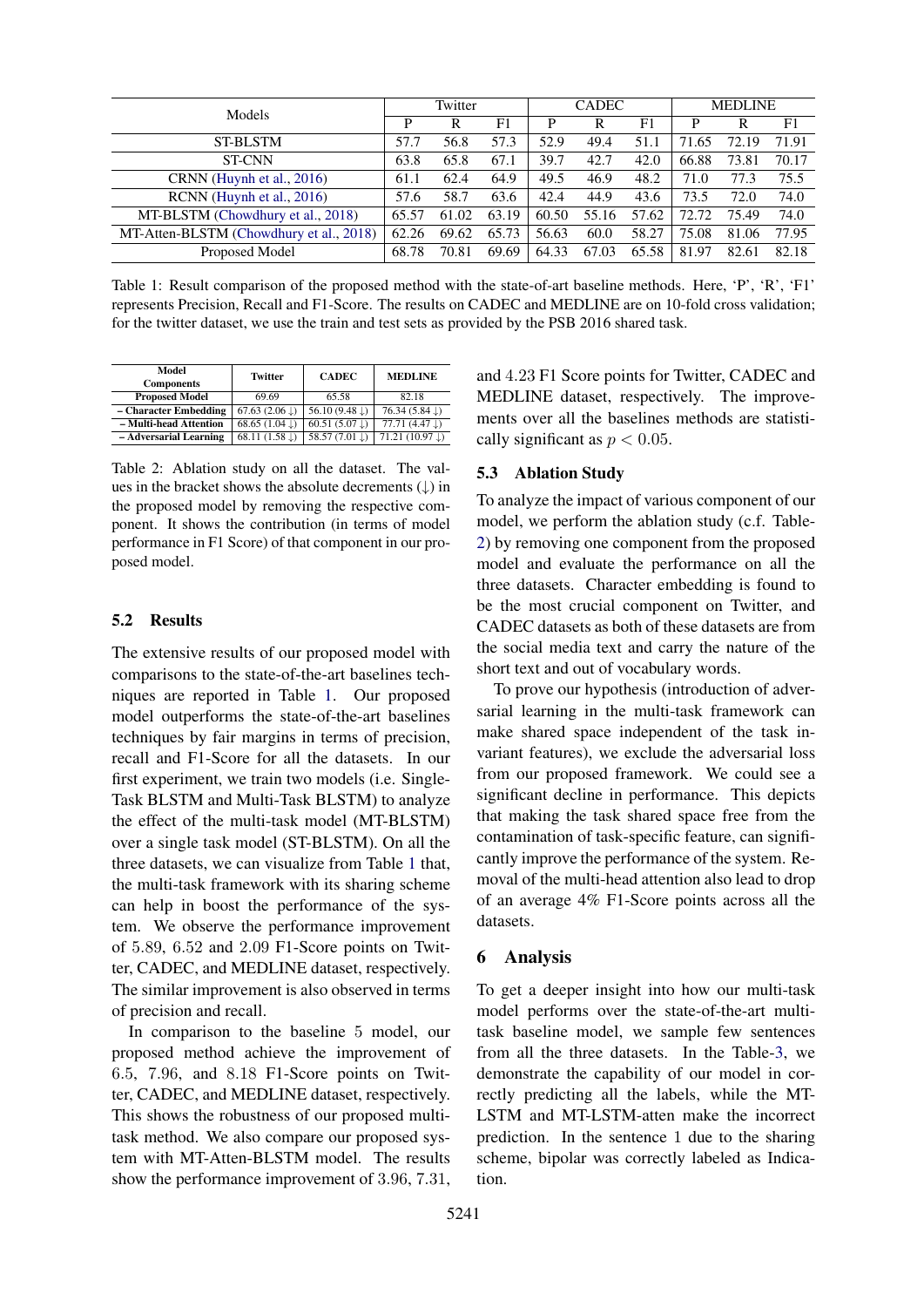| Models | Twitter | | | CADEC | | | MEDLINE | | |
|---|---|---|---|---|---|---|---|---|---|
| | P | R | F1 | P | R | F1 | P | R | F1 |
| ST-BLSTM | 57.7 | 56.8 | 57.3 | 52.9 | 49.4 | 51.1 | 71.65 | 72.19 | 71.91 |
| ST-CNN | 63.8 | 65.8 | 67.1 | 39.7 | 42.7 | 42.0 | 66.88 | 73.81 | 70.17 |
| CRNN (Huynh et al., 2016) | 61.1 | 62.4 | 64.9 | 49.5 | 46.9 | 48.2 | 71.0 | 77.3 | 75.5 |
| RCNN (Huynh et al., 2016) | 57.6 | 58.7 | 63.6 | 42.4 | 44.9 | 43.6 | 73.5 | 72.0 | 74.0 |
| MT-BLSTM (Chowdhury et al., 2018) | 65.57 | 61.02 | 63.19 | 60.50 | 55.16 | 57.62 | 72.72 | 75.49 | 74.0 |
| MT-Atten-BLSTM (Chowdhury et al., 2018) | 62.26 | 69.62 | 65.73 | 56.63 | 60.0 | 58.27 | 75.08 | 81.06 | 77.95 |
| Proposed Model | 68.78 | 70.81 | 69.69 | 64.33 | 67.03 | 65.58 | 81.97 | 82.61 | 82.18 |

Table 1: Result comparison of the proposed method with the state-of-art baseline methods. Here, 'P', 'R', 'F1' represents Precision, Recall and F1-Score. The results on CADEC and MEDLINE are on 10-fold cross validation; for the twitter dataset, we use the train and test sets as provided by the PSB 2016 shared task.

| Model Components | Twitter | CADEC | MEDLINE |
|---|---|---|---|
| **Proposed Model** | 69.69 | 65.58 | 82.18 |
| **– Character Embedding** | 67.63 (2.06 ↓) | 56.10 (9.48 ↓) | 76.34 (5.84 ↓) |
| **– Multi-head Attention** | 68.65 (1.04 ↓) | 60.51 (5.07 ↓) | 77.71 (4.47 ↓) |
| **– Adversarial Learning** | 68.11 (1.58 ↓) | 58.57 (7.01 ↓) | 71.21 (10.97 ↓) |

Table 2: Ablation study on all the dataset. The values in the bracket shows the absolute decrements (↓) in the proposed model by removing the respective component. It shows the contribution (in terms of model performance in F1 Score) of that component in our proposed model.

### 5.2 Results

The extensive results of our proposed model with comparisons to the state-of-the-art baselines techniques are reported in Table 1. Our proposed model outperforms the state-of-the-art baselines techniques by fair margins in terms of precision, recall and F1-Score for all the datasets. In our first experiment, we train two models (i.e. Single-Task BLSTM and Multi-Task BLSTM) to analyze the effect of the multi-task model (MT-BLSTM) over a single task model (ST-BLSTM). On all the three datasets, we can visualize from Table 1 that, the multi-task framework with its sharing scheme can help in boost the performance of the system. We observe the performance improvement of 5.89, 6.52 and 2.09 F1-Score points on Twitter, CADEC, and MEDLINE dataset, respectively. The similar improvement is also observed in terms of precision and recall.

In comparison to the baseline 5 model, our proposed method achieve the improvement of 6.5, 7.96, and 8.18 F1-Score points on Twitter, CADEC, and MEDLINE dataset, respectively. This shows the robustness of our proposed multi-task method. We also compare our proposed system with MT-Atten-BLSTM model. The results show the performance improvement of 3.96, 7.31, and 4.23 F1 Score points for Twitter, CADEC and MEDLINE dataset, respectively. The improvements over all the baselines methods are statistically significant as $p < 0.05$.

### 5.3 Ablation Study

To analyze the impact of various component of our model, we perform the ablation study (c.f. Table-2) by removing one component from the proposed model and evaluate the performance on all the three datasets. Character embedding is found to be the most crucial component on Twitter, and CADEC datasets as both of these datasets are from the social media text and carry the nature of the short text and out of vocabulary words.

To prove our hypothesis (introduction of adversarial learning in the multi-task framework can make shared space independent of the task invariant features), we exclude the adversarial loss from our proposed framework. We could see a significant decline in performance. This depicts that making the task shared space free from the contamination of task-specific feature, can significantly improve the performance of the system. Removal of the multi-head attention also lead to drop of an average 4% F1-Score points across all the datasets.

## 6 Analysis

To get a deeper insight into how our multi-task model performs over the state-of-the-art multi-task baseline model, we sample few sentences from all the three datasets. In the Table-3, we demonstrate the capability of our model in correctly predicting all the labels, while the MT-LSTM and MT-LSTM-atten make the incorrect prediction. In the sentence 1 due to the sharing scheme, bipolar was correctly labeled as Indication.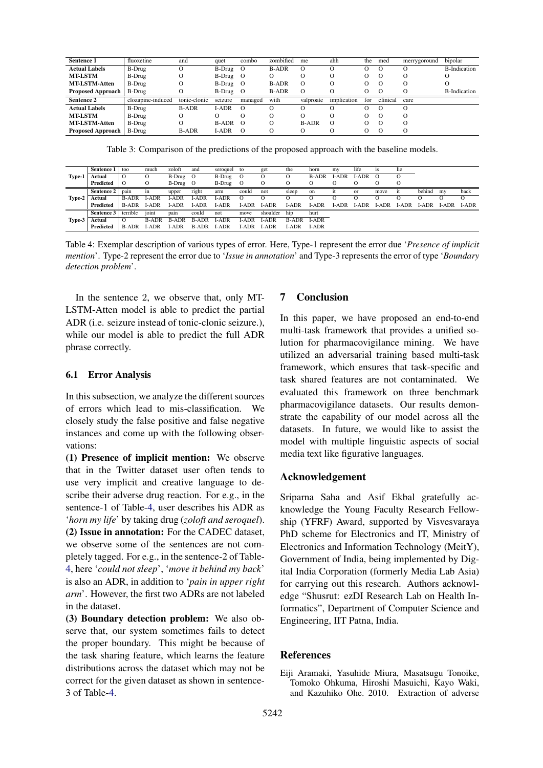| Sentence 1 | fluoxetine | and | quet | combo | zombified | me | ahh | the | med | merrygoround | bipolar |
|---|---|---|---|---|---|---|---|---|---|---|---|
| **Actual Labels** | B-Drug | O | B-Drug | O | B-ADR | O | O | O | O | O | B-Indication |
| **MT-LSTM** | B-Drug | O | B-Drug | O | O | O | O | O | O | O | O |
| **MT-LSTM-Atten** | B-Drug | O | B-Drug | O | B-ADR | O | O | O | O | O | O |
| **Proposed Approach** | B-Drug | O | B-Drug | O | B-ADR | O | O | O | O | O | B-Indication |
| **Sentence 2** | clozapine-induced | tonic-clonic | seizure | managed | with | valproate | implication | for | clinical | care | |
| **Actual Labels** | B-Drug | B-ADR | I-ADR | O | O | O | O | O | O | O | |
| **MT-LSTM** | B-Drug | O | O | O | O | O | O | O | O | O | |
| **MT-LSTM-Atten** | B-Drug | O | B-ADR | O | O | B-ADR | O | O | O | O | |
| **Proposed Approach** | B-Drug | B-ADR | I-ADR | O | O | O | O | O | O | O | |

Table 3: Comparison of the predictions of the proposed approach with the baseline models.

| | | | | | | | | | | | | | | | | | | |
|---|---|---|---|---|---|---|---|---|---|---|---|---|---|---|---|---|---|---|
| | **Sentence 1** | too | much | zoloft | and | seroquel | to | get | the | horn | my | life | is | lie | | | | |
| **Type-1** | **Actual** | O | O | B-Drug | O | B-Drug | O | O | O | B-ADR | I-ADR | I-ADR | O | O | | | | |
| | **Predicted** | O | O | B-Drug | O | B-Drug | O | O | O | O | O | O | O | O | | | | |
| | **Sentence 2** | pain | in | upper | right | arm | could | not | sleep | on | it | or | move | it | behind | my | back | |
| **Type-2** | **Actual** | B-ADR | I-ADR | I-ADR | I-ADR | I-ADR | O | O | O | O | O | O | O | O | O | O | O | |
| | **Predicted** | B-ADR | I-ADR | I-ADR | I-ADR | I-ADR | I-ADR | I-ADR | I-ADR | I-ADR | I-ADR | I-ADR | I-ADR | I-ADR | I-ADR | I-ADR | I-ADR | |
| | **Sentence 3** | terrible | joint | pain | could | not | move | shoulder | hip | hurt | | | | | | | | |
| **Type-3** | **Actual** | O | B-ADR | B-ADR | B-ADR | I-ADR | I-ADR | I-ADR | B-ADR | I-ADR | | | | | | | | |
| | **Predicted** | B-ADR | I-ADR | I-ADR | B-ADR | I-ADR | I-ADR | I-ADR | I-ADR | I-ADR | | | | | | | | |

Table 4: Exemplar description of various types of error. Here, Type-1 represent the error due '*Presence of implicit mention*'. Type-2 represent the error due to '*Issue in annotation*' and Type-3 represents the error of type '*Boundary detection problem*'.

In the sentence 2, we observe that, only MT-LSTM-Atten model is able to predict the partial ADR (i.e. seizure instead of tonic-clonic seizure.), while our model is able to predict the full ADR phrase correctly.

### 6.1 Error Analysis

In this subsection, we analyze the different sources of errors which lead to mis-classification. We closely study the false positive and false negative instances and come up with the following observations:

**(1) Presence of implicit mention:** We observe that in the Twitter dataset user often tends to use very implicit and creative language to describe their adverse drug reaction. For e.g., in the sentence-1 of Table-4, user describes his ADR as '*horn my life*' by taking drug (*zoloft and seroquel*).
**(2) Issue in annotation:** For the CADEC dataset, we observe some of the sentences are not completely tagged. For e.g., in the sentence-2 of Table-4, here '*could not sleep*', '*move it behind my back*' is also an ADR, in addition to '*pain in upper right arm*'. However, the first two ADRs are not labeled in the dataset.
**(3) Boundary detection problem:** We also observe that, our system sometimes fails to detect the proper boundary. This might be because of the task sharing feature, which learns the feature distributions across the dataset which may not be correct for the given dataset as shown in sentence-3 of Table-4.

## 7 Conclusion

In this paper, we have proposed an end-to-end multi-task framework that provides a unified solution for pharmacovigilance mining. We have utilized an adversarial training based multi-task framework, which ensures that task-specific and task shared features are not contaminated. We evaluated this framework on three benchmark pharmacovigilance datasets. Our results demonstrate the capability of our model across all the datasets. In future, we would like to assist the model with multiple linguistic aspects of social media text like figurative languages.

## Acknowledgement

Sriparna Saha and Asif Ekbal gratefully acknowledge the Young Faculty Research Fellowship (YFRF) Award, supported by Visvesvaraya PhD scheme for Electronics and IT, Ministry of Electronics and Information Technology (MeitY), Government of India, being implemented by Digital India Corporation (formerly Media Lab Asia) for carrying out this research. Authors acknowledge "Shusrut: ezDI Research Lab on Health Informatics", Department of Computer Science and Engineering, IIT Patna, India.

## References

Eiji Aramaki, Yasuhide Miura, Masatsugu Tonoike, Tomoko Ohkuma, Hiroshi Masuichi, Kayo Waki, and Kazuhiko Ohe. 2010. Extraction of adverse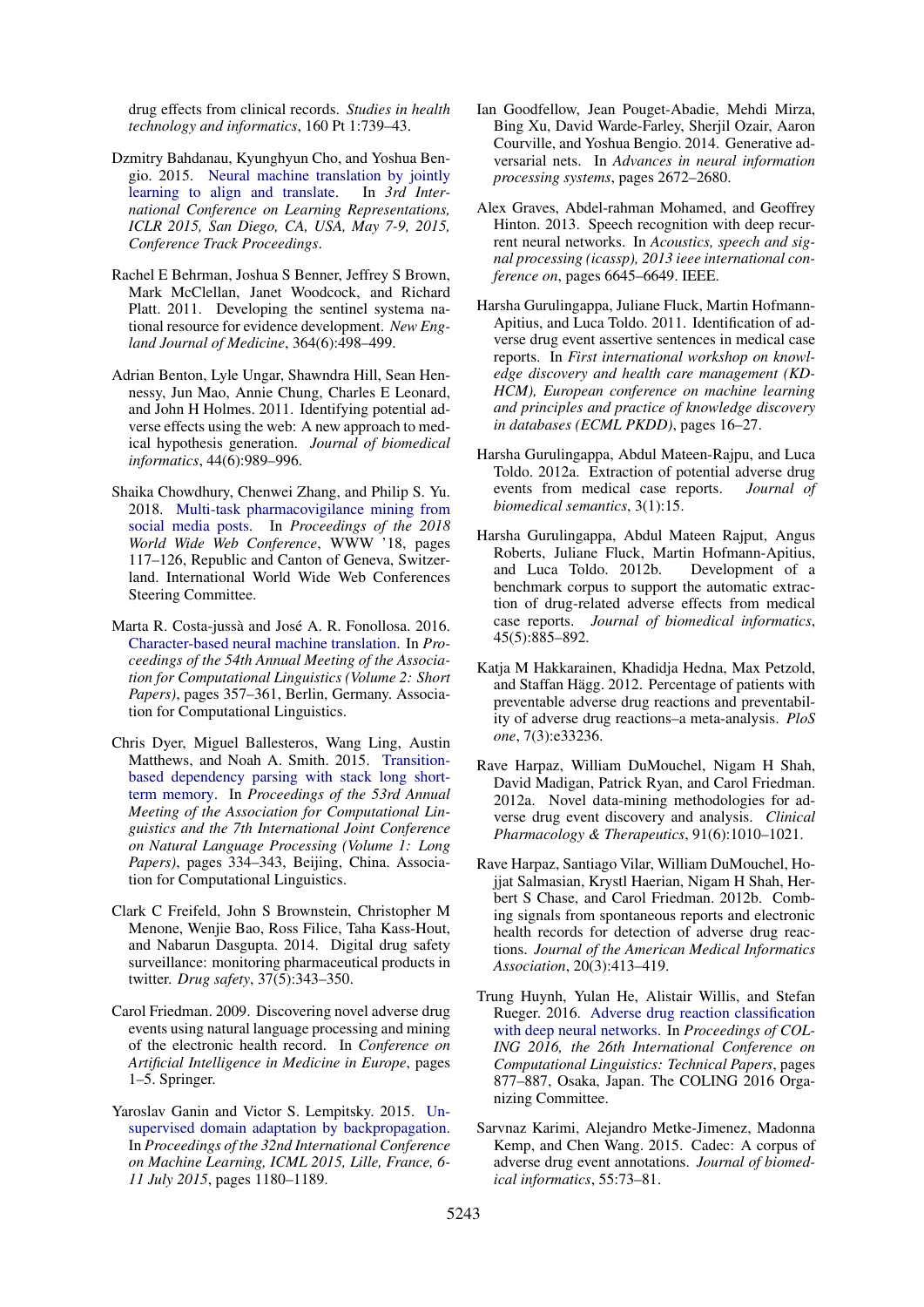drug effects from clinical records. *Studies in health technology and informatics*, 160 Pt 1:739–43.

Dzmitry Bahdanau, Kyunghyun Cho, and Yoshua Bengio. 2015. Neural machine translation by jointly learning to align and translate. In *3rd International Conference on Learning Representations, ICLR 2015, San Diego, CA, USA, May 7-9, 2015, Conference Track Proceedings*.

Rachel E Behrman, Joshua S Benner, Jeffrey S Brown, Mark McClellan, Janet Woodcock, and Richard Platt. 2011. Developing the sentinel systema national resource for evidence development. *New England Journal of Medicine*, 364(6):498–499.

Adrian Benton, Lyle Ungar, Shawndra Hill, Sean Hennessy, Jun Mao, Annie Chung, Charles E Leonard, and John H Holmes. 2011. Identifying potential adverse effects using the web: A new approach to medical hypothesis generation. *Journal of biomedical informatics*, 44(6):989–996.

Shaika Chowdhury, Chenwei Zhang, and Philip S. Yu. 2018. Multi-task pharmacovigilance mining from social media posts. In *Proceedings of the 2018 World Wide Web Conference*, WWW '18, pages 117–126, Republic and Canton of Geneva, Switzerland. International World Wide Web Conferences Steering Committee.

Marta R. Costa-jussà and José A. R. Fonollosa. 2016. Character-based neural machine translation. In *Proceedings of the 54th Annual Meeting of the Association for Computational Linguistics (Volume 2: Short Papers)*, pages 357–361, Berlin, Germany. Association for Computational Linguistics.

Chris Dyer, Miguel Ballesteros, Wang Ling, Austin Matthews, and Noah A. Smith. 2015. Transition-based dependency parsing with stack long short-term memory. In *Proceedings of the 53rd Annual Meeting of the Association for Computational Linguistics and the 7th International Joint Conference on Natural Language Processing (Volume 1: Long Papers)*, pages 334–343, Beijing, China. Association for Computational Linguistics.

Clark C Freifeld, John S Brownstein, Christopher M Menone, Wenjie Bao, Ross Filice, Taha Kass-Hout, and Nabarun Dasgupta. 2014. Digital drug safety surveillance: monitoring pharmaceutical products in twitter. *Drug safety*, 37(5):343–350.

Carol Friedman. 2009. Discovering novel adverse drug events using natural language processing and mining of the electronic health record. In *Conference on Artificial Intelligence in Medicine in Europe*, pages 1–5. Springer.

Yaroslav Ganin and Victor S. Lempitsky. 2015. Unsupervised domain adaptation by backpropagation. In *Proceedings of the 32nd International Conference on Machine Learning, ICML 2015, Lille, France, 6-11 July 2015*, pages 1180–1189.

Ian Goodfellow, Jean Pouget-Abadie, Mehdi Mirza, Bing Xu, David Warde-Farley, Sherjil Ozair, Aaron Courville, and Yoshua Bengio. 2014. Generative adversarial nets. In *Advances in neural information processing systems*, pages 2672–2680.

Alex Graves, Abdel-rahman Mohamed, and Geoffrey Hinton. 2013. Speech recognition with deep recurrent neural networks. In *Acoustics, speech and signal processing (icassp), 2013 ieee international conference on*, pages 6645–6649. IEEE.

Harsha Gurulingappa, Juliane Fluck, Martin Hofmann-Apitius, and Luca Toldo. 2011. Identification of adverse drug event assertive sentences in medical case reports. In *First international workshop on knowledge discovery and health care management (KD-HCM), European conference on machine learning and principles and practice of knowledge discovery in databases (ECML PKDD)*, pages 16–27.

Harsha Gurulingappa, Abdul Mateen-Rajpu, and Luca Toldo. 2012a. Extraction of potential adverse drug events from medical case reports. *Journal of biomedical semantics*, 3(1):15.

Harsha Gurulingappa, Abdul Mateen Rajput, Angus Roberts, Juliane Fluck, Martin Hofmann-Apitius, and Luca Toldo. 2012b. Development of a benchmark corpus to support the automatic extraction of drug-related adverse effects from medical case reports. *Journal of biomedical informatics*, 45(5):885–892.

Katja M Hakkarainen, Khadidja Hedna, Max Petzold, and Staffan Hägg. 2012. Percentage of patients with preventable adverse drug reactions and preventability of adverse drug reactions–a meta-analysis. *PloS one*, 7(3):e33236.

Rave Harpaz, William DuMouchel, Nigam H Shah, David Madigan, Patrick Ryan, and Carol Friedman. 2012a. Novel data-mining methodologies for adverse drug event discovery and analysis. *Clinical Pharmacology & Therapeutics*, 91(6):1010–1021.

Rave Harpaz, Santiago Vilar, William DuMouchel, Hojjat Salmasian, Krystl Haerian, Nigam H Shah, Herbert S Chase, and Carol Friedman. 2012b. Combing signals from spontaneous reports and electronic health records for detection of adverse drug reactions. *Journal of the American Medical Informatics Association*, 20(3):413–419.

Trung Huynh, Yulan He, Alistair Willis, and Stefan Rueger. 2016. Adverse drug reaction classification with deep neural networks. In *Proceedings of COLING 2016, the 26th International Conference on Computational Linguistics: Technical Papers*, pages 877–887, Osaka, Japan. The COLING 2016 Organizing Committee.

Sarvnaz Karimi, Alejandro Metke-Jimenez, Madonna Kemp, and Chen Wang. 2015. Cadec: A corpus of adverse drug event annotations. *Journal of biomedical informatics*, 55:73–81.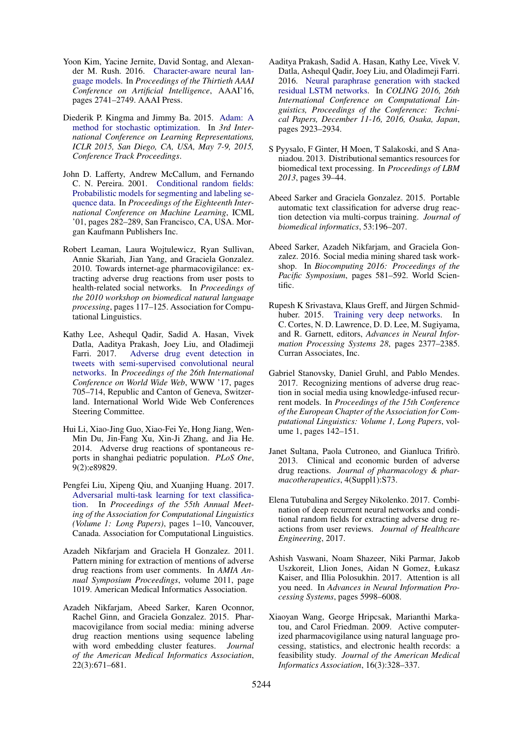Yoon Kim, Yacine Jernite, David Sontag, and Alexander M. Rush. 2016. Character-aware neural language models. In *Proceedings of the Thirtieth AAAI Conference on Artificial Intelligence*, AAAI'16, pages 2741–2749. AAAI Press.

Diederik P. Kingma and Jimmy Ba. 2015. Adam: A method for stochastic optimization. In *3rd International Conference on Learning Representations, ICLR 2015, San Diego, CA, USA, May 7-9, 2015, Conference Track Proceedings*.

John D. Lafferty, Andrew McCallum, and Fernando C. N. Pereira. 2001. Conditional random fields: Probabilistic models for segmenting and labeling sequence data. In *Proceedings of the Eighteenth International Conference on Machine Learning*, ICML '01, pages 282–289, San Francisco, CA, USA. Morgan Kaufmann Publishers Inc.

Robert Leaman, Laura Wojtulewicz, Ryan Sullivan, Annie Skariah, Jian Yang, and Graciela Gonzalez. 2010. Towards internet-age pharmacovigilance: extracting adverse drug reactions from user posts to health-related social networks. In *Proceedings of the 2010 workshop on biomedical natural language processing*, pages 117–125. Association for Computational Linguistics.

Kathy Lee, Ashequl Qadir, Sadid A. Hasan, Vivek Datla, Aaditya Prakash, Joey Liu, and Oladimeji Farri. 2017. Adverse drug event detection in tweets with semi-supervised convolutional neural networks. In *Proceedings of the 26th International Conference on World Wide Web*, WWW '17, pages 705–714, Republic and Canton of Geneva, Switzerland. International World Wide Web Conferences Steering Committee.

Hui Li, Xiao-Jing Guo, Xiao-Fei Ye, Hong Jiang, Wen-Min Du, Jin-Fang Xu, Xin-Ji Zhang, and Jia He. 2014. Adverse drug reactions of spontaneous reports in shanghai pediatric population. *PLoS One*, 9(2):e89829.

Pengfei Liu, Xipeng Qiu, and Xuanjing Huang. 2017. Adversarial multi-task learning for text classification. In *Proceedings of the 55th Annual Meeting of the Association for Computational Linguistics (Volume 1: Long Papers)*, pages 1–10, Vancouver, Canada. Association for Computational Linguistics.

Azadeh Nikfarjam and Graciela H Gonzalez. 2011. Pattern mining for extraction of mentions of adverse drug reactions from user comments. In *AMIA Annual Symposium Proceedings*, volume 2011, page 1019. American Medical Informatics Association.

Azadeh Nikfarjam, Abeed Sarker, Karen Oconnor, Rachel Ginn, and Graciela Gonzalez. 2015. Pharmacovigilance from social media: mining adverse drug reaction mentions using sequence labeling with word embedding cluster features. *Journal of the American Medical Informatics Association*, 22(3):671–681.

Aaditya Prakash, Sadid A. Hasan, Kathy Lee, Vivek V. Datla, Ashequl Qadir, Joey Liu, and Oladimeji Farri. 2016. Neural paraphrase generation with stacked residual LSTM networks. In *COLING 2016, 26th International Conference on Computational Linguistics, Proceedings of the Conference: Technical Papers, December 11-16, 2016, Osaka, Japan*, pages 2923–2934.

S Pyysalo, F Ginter, H Moen, T Salakoski, and S Ananiadou. 2013. Distributional semantics resources for biomedical text processing. In *Proceedings of LBM 2013*, pages 39–44.

Abeed Sarker and Graciela Gonzalez. 2015. Portable automatic text classification for adverse drug reaction detection via multi-corpus training. *Journal of biomedical informatics*, 53:196–207.

Abeed Sarker, Azadeh Nikfarjam, and Graciela Gonzalez. 2016. Social media mining shared task workshop. In *Biocomputing 2016: Proceedings of the Pacific Symposium*, pages 581–592. World Scientific.

Rupesh K Srivastava, Klaus Greff, and Jürgen Schmidhuber. 2015. Training very deep networks. In C. Cortes, N. D. Lawrence, D. D. Lee, M. Sugiyama, and R. Garnett, editors, *Advances in Neural Information Processing Systems 28*, pages 2377–2385. Curran Associates, Inc.

Gabriel Stanovsky, Daniel Gruhl, and Pablo Mendes. 2017. Recognizing mentions of adverse drug reaction in social media using knowledge-infused recurrent models. In *Proceedings of the 15th Conference of the European Chapter of the Association for Computational Linguistics: Volume 1, Long Papers*, volume 1, pages 142–151.

Janet Sultana, Paola Cutroneo, and Gianluca Trifirò. 2013. Clinical and economic burden of adverse drug reactions. *Journal of pharmacology & pharmacotherapeutics*, 4(Suppl1):S73.

Elena Tutubalina and Sergey Nikolenko. 2017. Combination of deep recurrent neural networks and conditional random fields for extracting adverse drug reactions from user reviews. *Journal of Healthcare Engineering*, 2017.

Ashish Vaswani, Noam Shazeer, Niki Parmar, Jakob Uszkoreit, Llion Jones, Aidan N Gomez, Łukasz Kaiser, and Illia Polosukhin. 2017. Attention is all you need. In *Advances in Neural Information Processing Systems*, pages 5998–6008.

Xiaoyan Wang, George Hripcsak, Marianthi Markatou, and Carol Friedman. 2009. Active computerized pharmacovigilance using natural language processing, statistics, and electronic health records: a feasibility study. *Journal of the American Medical Informatics Association*, 16(3):328–337.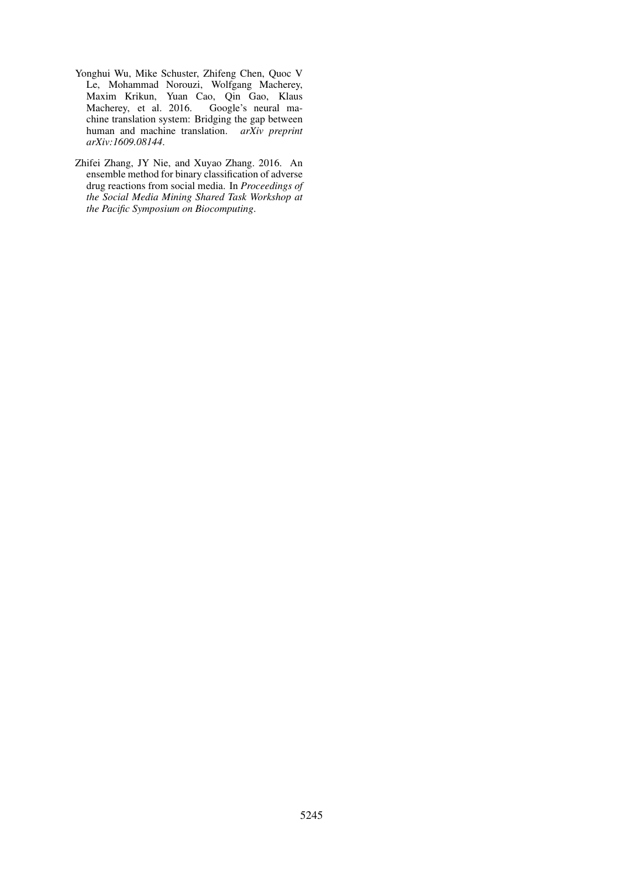Yonghui Wu, Mike Schuster, Zhifeng Chen, Quoc V Le, Mohammad Norouzi, Wolfgang Macherey, Maxim Krikun, Yuan Cao, Qin Gao, Klaus Macherey, et al. 2016. Google's neural machine translation system: Bridging the gap between human and machine translation. *arXiv preprint arXiv:1609.08144*.

Zhifei Zhang, JY Nie, and Xuyao Zhang. 2016. An ensemble method for binary classification of adverse drug reactions from social media. In *Proceedings of the Social Media Mining Shared Task Workshop at the Pacific Symposium on Biocomputing*.